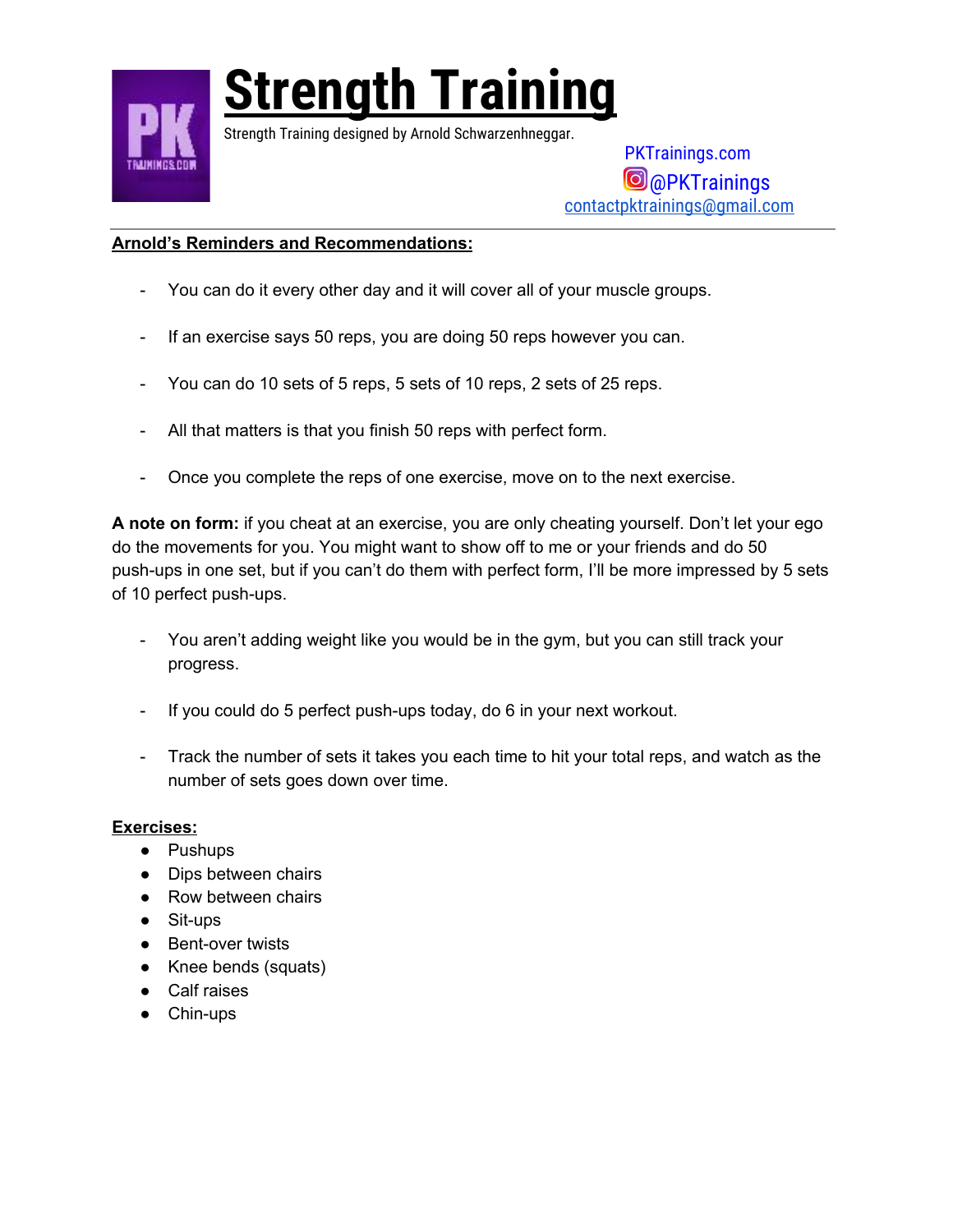# Strength Training

Strength Training designed by Arnold Schwarzenhneggar.

PKTrainings.com

@PKTrainings

contactpktrainings@gmail.com

---

**Arnold's Reminders and Recommendations:**

- You can do it every other day and it will cover all of your muscle groups.
- If an exercise says 50 reps, you are doing 50 reps however you can.
- You can do 10 sets of 5 reps, 5 sets of 10 reps, 2 sets of 25 reps.
- All that matters is that you finish 50 reps with perfect form.
- Once you complete the reps of one exercise, move on to the next exercise.

**A note on form:** if you cheat at an exercise, you are only cheating yourself. Don't let your ego do the movements for you. You might want to show off to me or your friends and do 50 push-ups in one set, but if you can't do them with perfect form, I'll be more impressed by 5 sets of 10 perfect push-ups.

- You aren't adding weight like you would be in the gym, but you can still track your progress.
- If you could do 5 perfect push-ups today, do 6 in your next workout.
- Track the number of sets it takes you each time to hit your total reps, and watch as the number of sets goes down over time.

**Exercises:**

- Pushups
- Dips between chairs
- Row between chairs
- Sit-ups
- Bent-over twists
- Knee bends (squats)
- Calf raises
- Chin-ups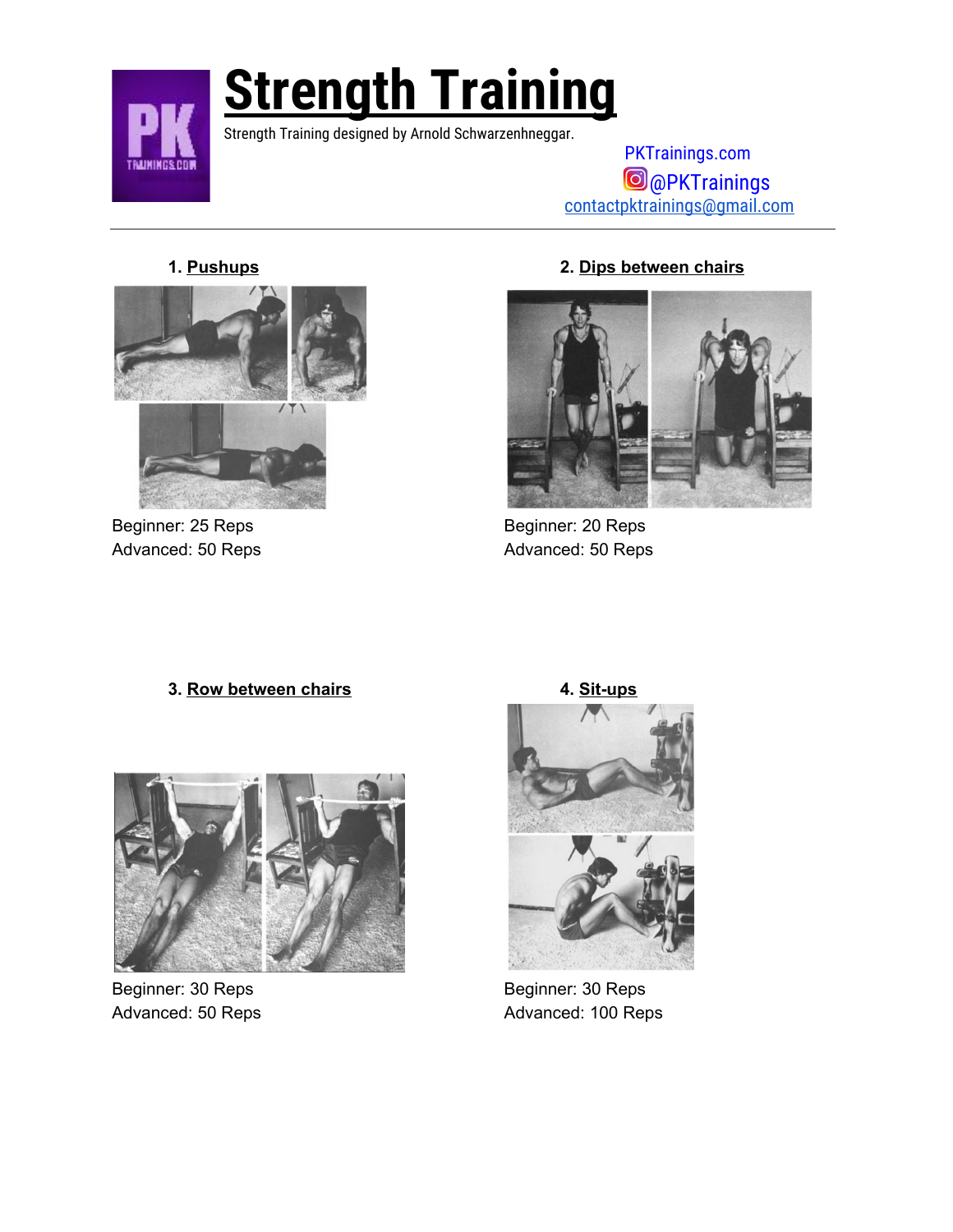# Strength Training

Strength Training designed by Arnold Schwarzenhneggar.

PKTrainings.com
@PKTrainings
contactpktrainings@gmail.com

---

1. **Pushups**

Beginner: 25 Reps
Advanced: 50 Reps

2. **Dips between chairs**

Beginner: 20 Reps
Advanced: 50 Reps

3. **Row between chairs**

Beginner: 30 Reps
Advanced: 50 Reps

4. **Sit-ups**

Beginner: 30 Reps
Advanced: 100 Reps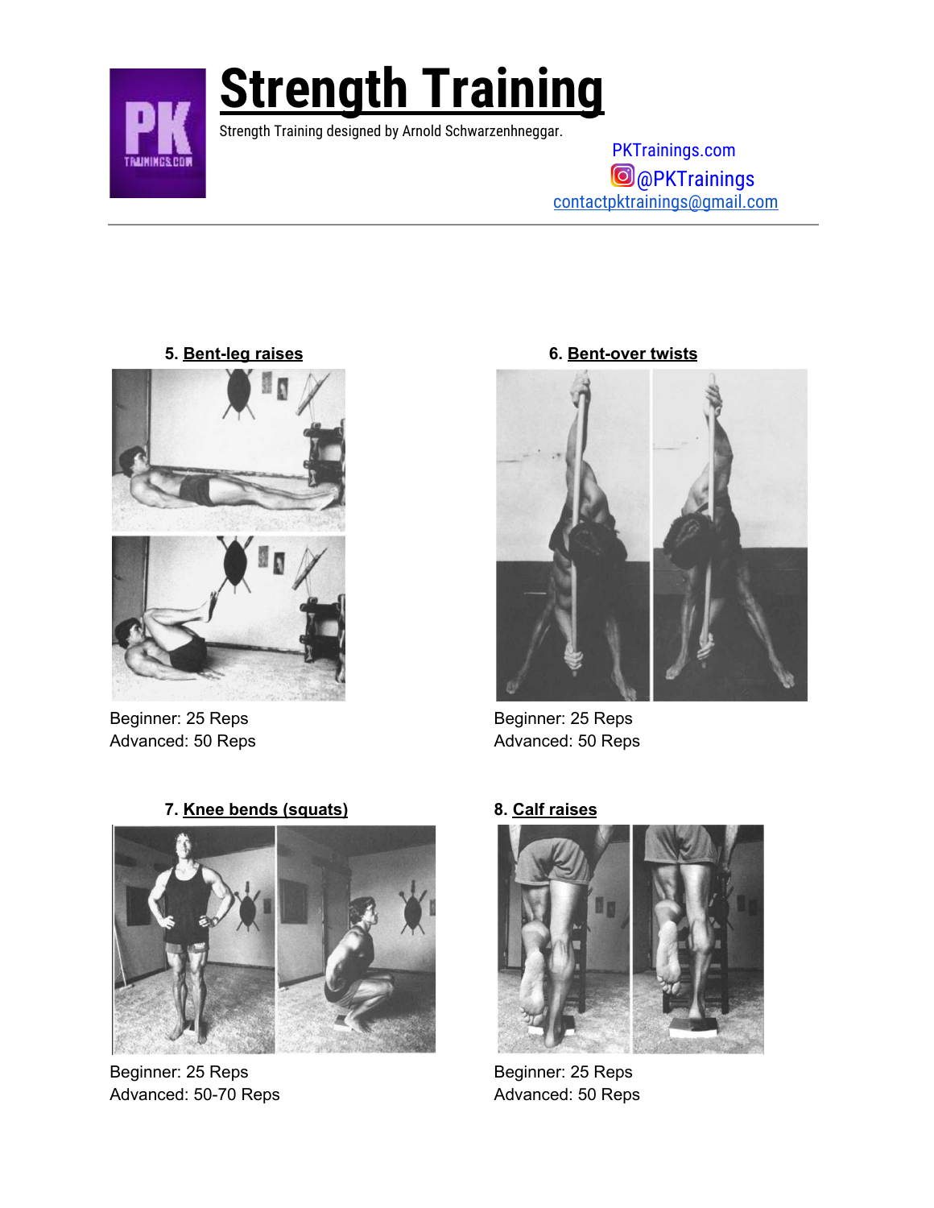# Strength Training

Strength Training designed by Arnold Schwarzenhneggar.

PKTrainings.com
@PKTrainings
contactpktrainings@gmail.com

---

### 5. Bent-leg raises

Beginner: 25 Reps
Advanced: 50 Reps

### 6. Bent-over twists

Beginner: 25 Reps
Advanced: 50 Reps

### 7. Knee bends (squats)

Beginner: 25 Reps
Advanced: 50-70 Reps

### 8. Calf raises

Beginner: 25 Reps
Advanced: 50 Reps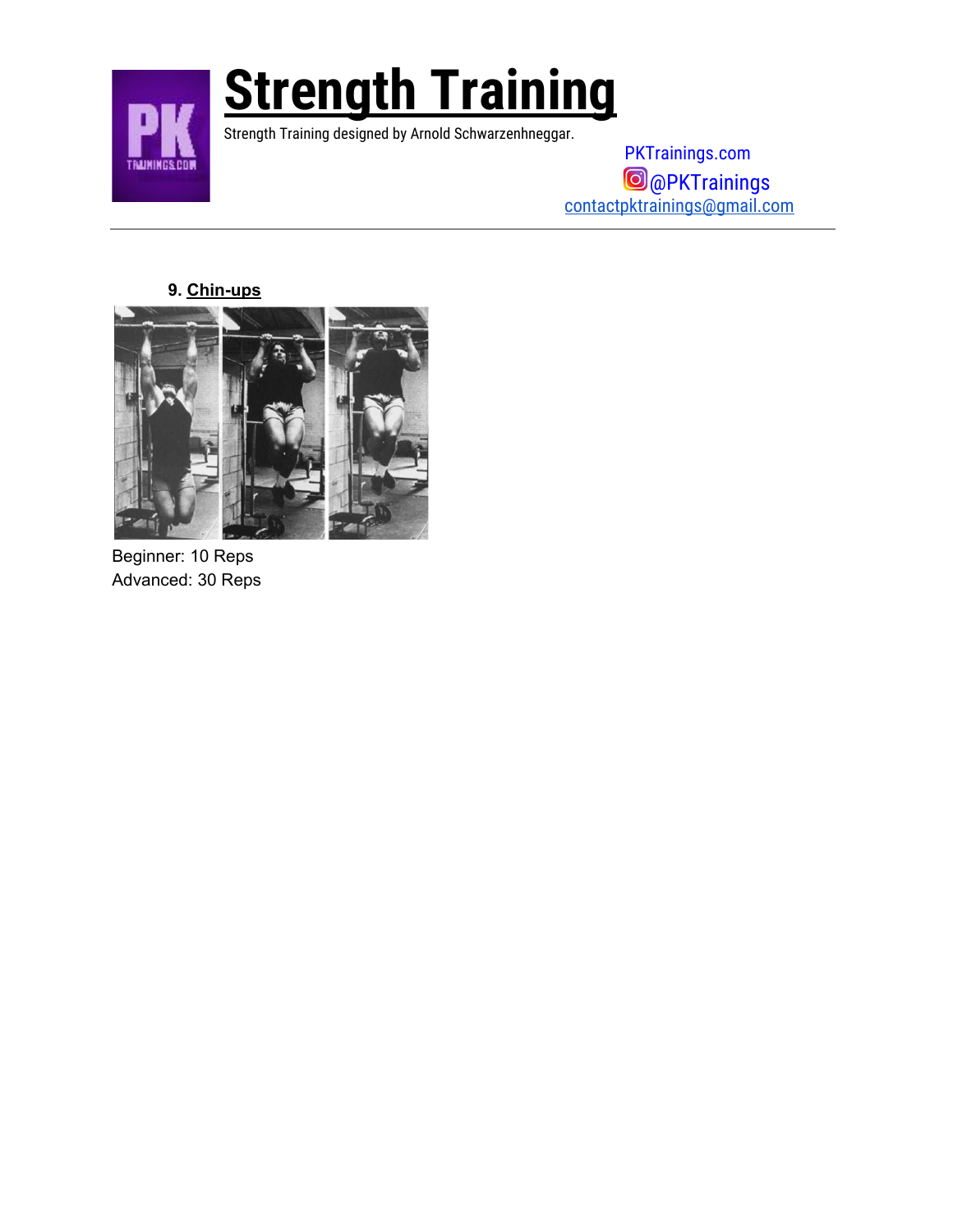# Strength Training

Strength Training designed by Arnold Schwarzenhneggar.

PKTrainings.com
@PKTrainings
contactpktrainings@gmail.com

---

9. **Chin-ups**

Beginner: 10 Reps
Advanced: 30 Reps